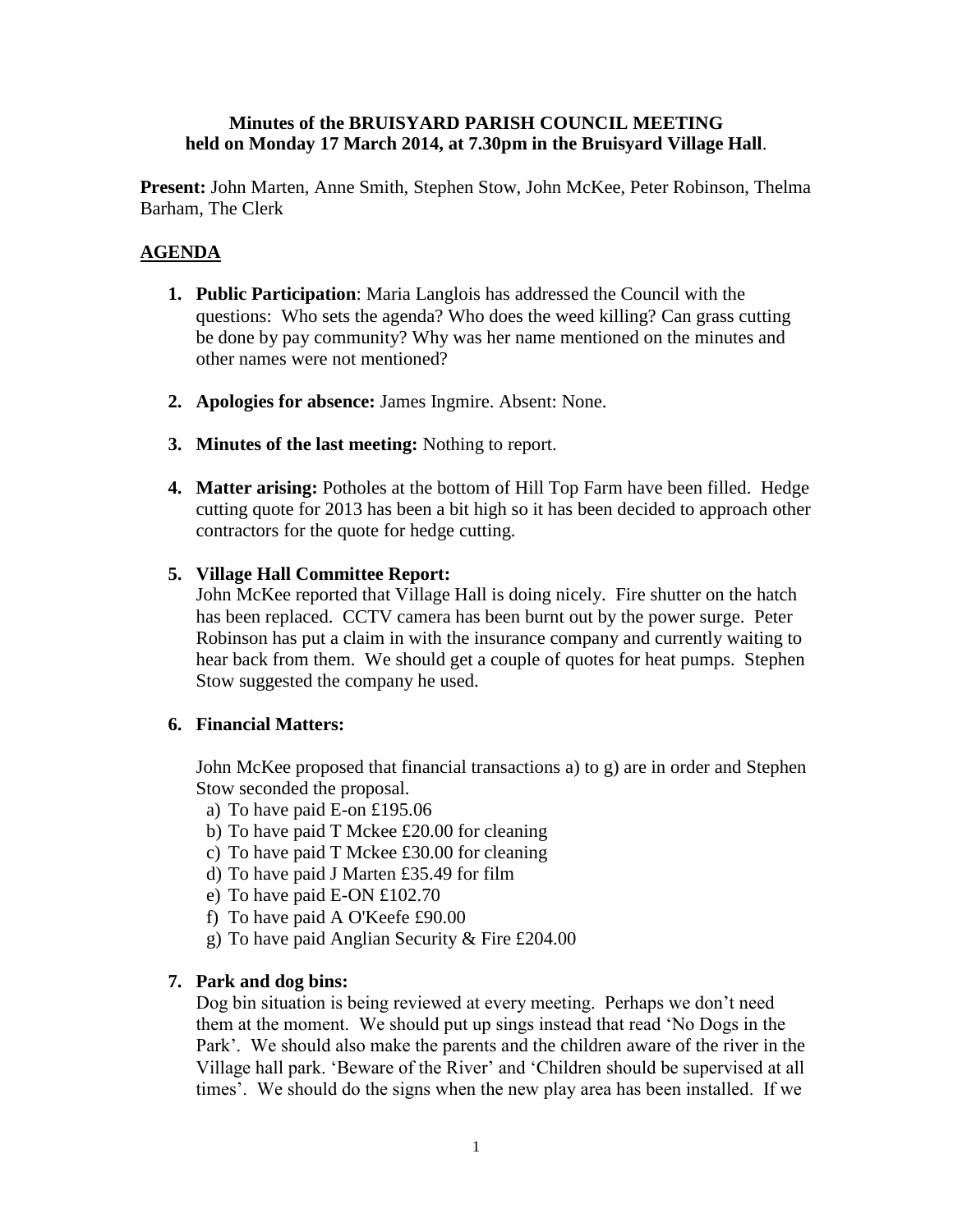**Minutes of the BRUISYARD PARISH COUNCIL MEETING held on Monday 17 March 2014, at 7.30pm in the Bruisyard Village Hall**.

**Present:** John Marten, Anne Smith, Stephen Stow, John McKee, Peter Robinson, Thelma Barham, The Clerk

## AGENDA

1. **Public Participation**: Maria Langlois has addressed the Council with the questions: Who sets the agenda? Who does the weed killing? Can grass cutting be done by pay community? Why was her name mentioned on the minutes and other names were not mentioned?

2. **Apologies for absence:** James Ingmire. Absent: None.

3. **Minutes of the last meeting:** Nothing to report.

4. **Matter arising:** Potholes at the bottom of Hill Top Farm have been filled. Hedge cutting quote for 2013 has been a bit high so it has been decided to approach other contractors for the quote for hedge cutting.

5. **Village Hall Committee Report:**
   John McKee reported that Village Hall is doing nicely. Fire shutter on the hatch has been replaced. CCTV camera has been burnt out by the power surge. Peter Robinson has put a claim in with the insurance company and currently waiting to hear back from them. We should get a couple of quotes for heat pumps. Stephen Stow suggested the company he used.

6. **Financial Matters:**

   John McKee proposed that financial transactions a) to g) are in order and Stephen Stow seconded the proposal.
   a) To have paid E-on £195.06
   b) To have paid T Mckee £20.00 for cleaning
   c) To have paid T Mckee £30.00 for cleaning
   d) To have paid J Marten £35.49 for film
   e) To have paid E-ON £102.70
   f) To have paid A O'Keefe £90.00
   g) To have paid Anglian Security & Fire £204.00

7. **Park and dog bins:**
   Dog bin situation is being reviewed at every meeting. Perhaps we don't need them at the moment. We should put up sings instead that read 'No Dogs in the Park'. We should also make the parents and the children aware of the river in the Village hall park. 'Beware of the River' and 'Children should be supervised at all times'. We should do the signs when the new play area has been installed. If we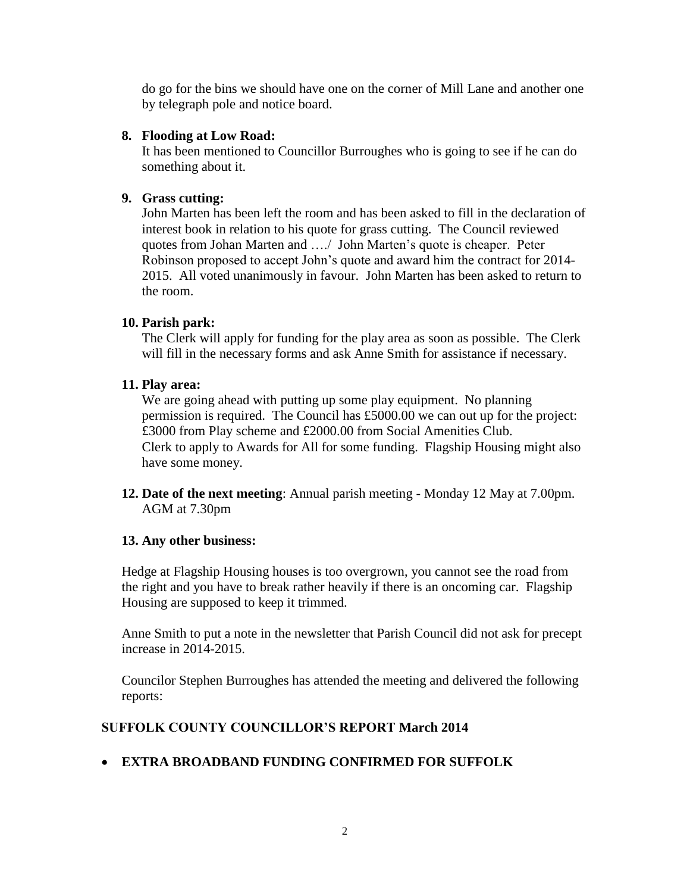do go for the bins we should have one on the corner of Mill Lane and another one by telegraph pole and notice board.

8. **Flooding at Low Road:**
   It has been mentioned to Councillor Burroughes who is going to see if he can do something about it.

9. **Grass cutting:**
   John Marten has been left the room and has been asked to fill in the declaration of interest book in relation to his quote for grass cutting. The Council reviewed quotes from Johan Marten and …./ John Marten's quote is cheaper. Peter Robinson proposed to accept John's quote and award him the contract for 2014-2015. All voted unanimously in favour. John Marten has been asked to return to the room.

10. **Parish park:**
    The Clerk will apply for funding for the play area as soon as possible. The Clerk will fill in the necessary forms and ask Anne Smith for assistance if necessary.

11. **Play area:**
    We are going ahead with putting up some play equipment. No planning permission is required. The Council has £5000.00 we can out up for the project: £3000 from Play scheme and £2000.00 from Social Amenities Club.
    Clerk to apply to Awards for All for some funding. Flagship Housing might also have some money.

12. **Date of the next meeting**: Annual parish meeting - Monday 12 May at 7.00pm. AGM at 7.30pm

13. **Any other business:**

    Hedge at Flagship Housing houses is too overgrown, you cannot see the road from the right and you have to break rather heavily if there is an oncoming car. Flagship Housing are supposed to keep it trimmed.

    Anne Smith to put a note in the newsletter that Parish Council did not ask for precept increase in 2014-2015.

    Councilor Stephen Burroughes has attended the meeting and delivered the following reports:

## SUFFOLK COUNTY COUNCILLOR'S REPORT March 2014

- **EXTRA BROADBAND FUNDING CONFIRMED FOR SUFFOLK**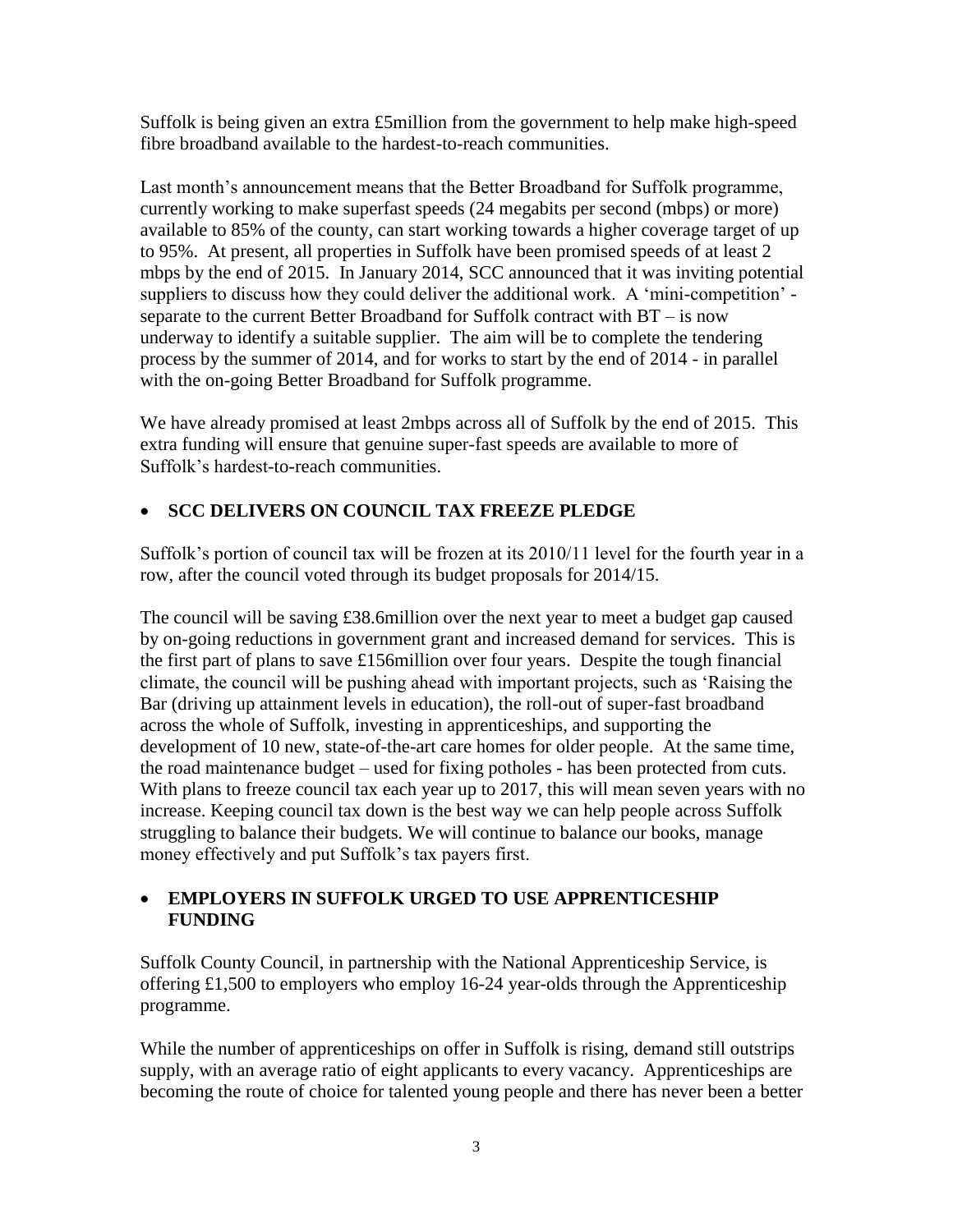Suffolk is being given an extra £5million from the government to help make high-speed fibre broadband available to the hardest-to-reach communities.

Last month's announcement means that the Better Broadband for Suffolk programme, currently working to make superfast speeds (24 megabits per second (mbps) or more) available to 85% of the county, can start working towards a higher coverage target of up to 95%. At present, all properties in Suffolk have been promised speeds of at least 2 mbps by the end of 2015. In January 2014, SCC announced that it was inviting potential suppliers to discuss how they could deliver the additional work. A 'mini-competition' - separate to the current Better Broadband for Suffolk contract with BT – is now underway to identify a suitable supplier. The aim will be to complete the tendering process by the summer of 2014, and for works to start by the end of 2014 - in parallel with the on-going Better Broadband for Suffolk programme.

We have already promised at least 2mbps across all of Suffolk by the end of 2015. This extra funding will ensure that genuine super-fast speeds are available to more of Suffolk's hardest-to-reach communities.

- **SCC DELIVERS ON COUNCIL TAX FREEZE PLEDGE**

Suffolk's portion of council tax will be frozen at its 2010/11 level for the fourth year in a row, after the council voted through its budget proposals for 2014/15.

The council will be saving £38.6million over the next year to meet a budget gap caused by on-going reductions in government grant and increased demand for services. This is the first part of plans to save £156million over four years. Despite the tough financial climate, the council will be pushing ahead with important projects, such as 'Raising the Bar (driving up attainment levels in education), the roll-out of super-fast broadband across the whole of Suffolk, investing in apprenticeships, and supporting the development of 10 new, state-of-the-art care homes for older people. At the same time, the road maintenance budget – used for fixing potholes - has been protected from cuts. With plans to freeze council tax each year up to 2017, this will mean seven years with no increase. Keeping council tax down is the best way we can help people across Suffolk struggling to balance their budgets. We will continue to balance our books, manage money effectively and put Suffolk's tax payers first.

- **EMPLOYERS IN SUFFOLK URGED TO USE APPRENTICESHIP FUNDING**

Suffolk County Council, in partnership with the National Apprenticeship Service, is offering £1,500 to employers who employ 16-24 year-olds through the Apprenticeship programme.

While the number of apprenticeships on offer in Suffolk is rising, demand still outstrips supply, with an average ratio of eight applicants to every vacancy. Apprenticeships are becoming the route of choice for talented young people and there has never been a better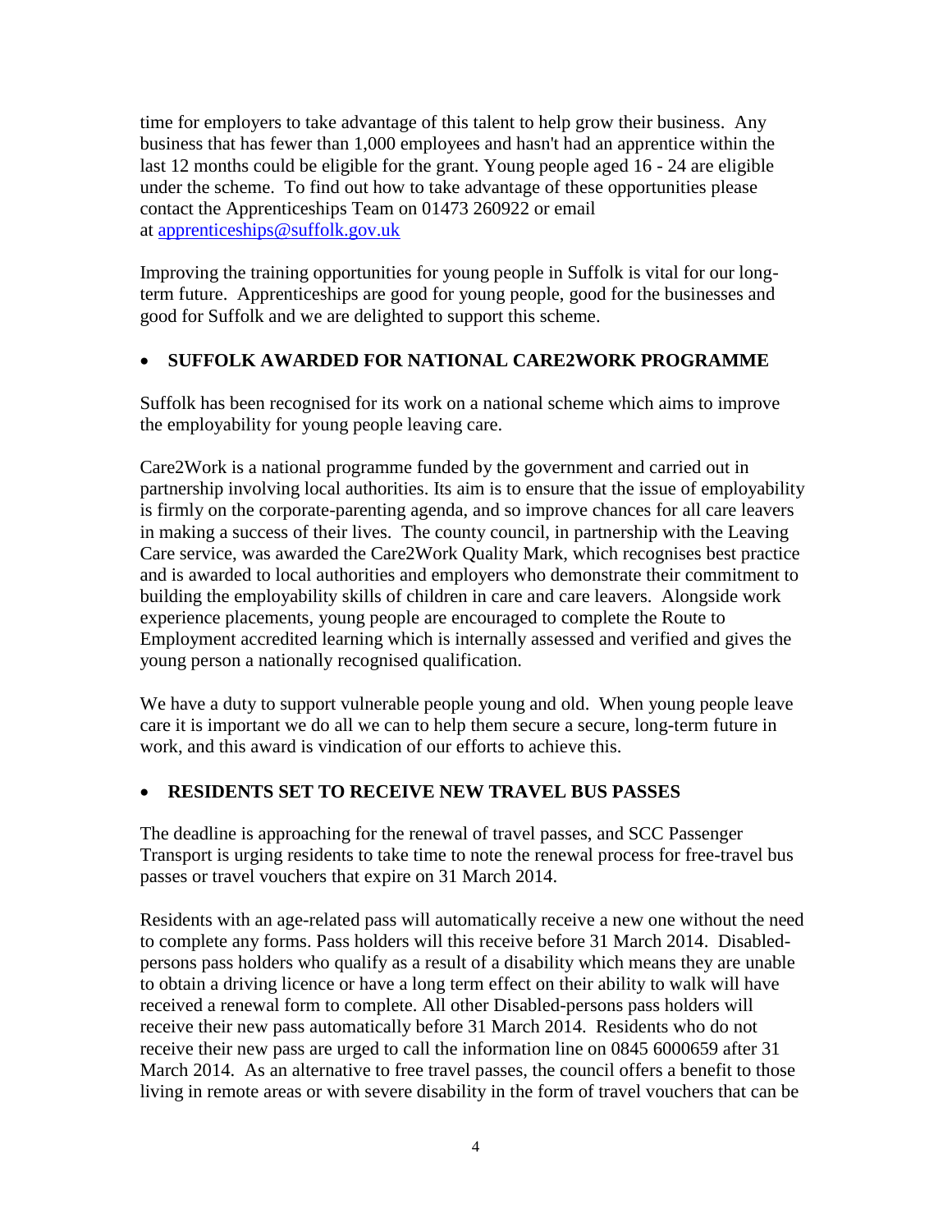time for employers to take advantage of this talent to help grow their business. Any business that has fewer than 1,000 employees and hasn't had an apprentice within the last 12 months could be eligible for the grant. Young people aged 16 - 24 are eligible under the scheme. To find out how to take advantage of these opportunities please contact the Apprenticeships Team on 01473 260922 or email at apprenticeships@suffolk.gov.uk

Improving the training opportunities for young people in Suffolk is vital for our long-term future. Apprenticeships are good for young people, good for the businesses and good for Suffolk and we are delighted to support this scheme.

- **SUFFOLK AWARDED FOR NATIONAL CARE2WORK PROGRAMME**

Suffolk has been recognised for its work on a national scheme which aims to improve the employability for young people leaving care.

Care2Work is a national programme funded by the government and carried out in partnership involving local authorities. Its aim is to ensure that the issue of employability is firmly on the corporate-parenting agenda, and so improve chances for all care leavers in making a success of their lives. The county council, in partnership with the Leaving Care service, was awarded the Care2Work Quality Mark, which recognises best practice and is awarded to local authorities and employers who demonstrate their commitment to building the employability skills of children in care and care leavers. Alongside work experience placements, young people are encouraged to complete the Route to Employment accredited learning which is internally assessed and verified and gives the young person a nationally recognised qualification.

We have a duty to support vulnerable people young and old. When young people leave care it is important we do all we can to help them secure a secure, long-term future in work, and this award is vindication of our efforts to achieve this.

- **RESIDENTS SET TO RECEIVE NEW TRAVEL BUS PASSES**

The deadline is approaching for the renewal of travel passes, and SCC Passenger Transport is urging residents to take time to note the renewal process for free-travel bus passes or travel vouchers that expire on 31 March 2014.

Residents with an age-related pass will automatically receive a new one without the need to complete any forms. Pass holders will this receive before 31 March 2014. Disabled-persons pass holders who qualify as a result of a disability which means they are unable to obtain a driving licence or have a long term effect on their ability to walk will have received a renewal form to complete. All other Disabled-persons pass holders will receive their new pass automatically before 31 March 2014. Residents who do not receive their new pass are urged to call the information line on 0845 6000659 after 31 March 2014. As an alternative to free travel passes, the council offers a benefit to those living in remote areas or with severe disability in the form of travel vouchers that can be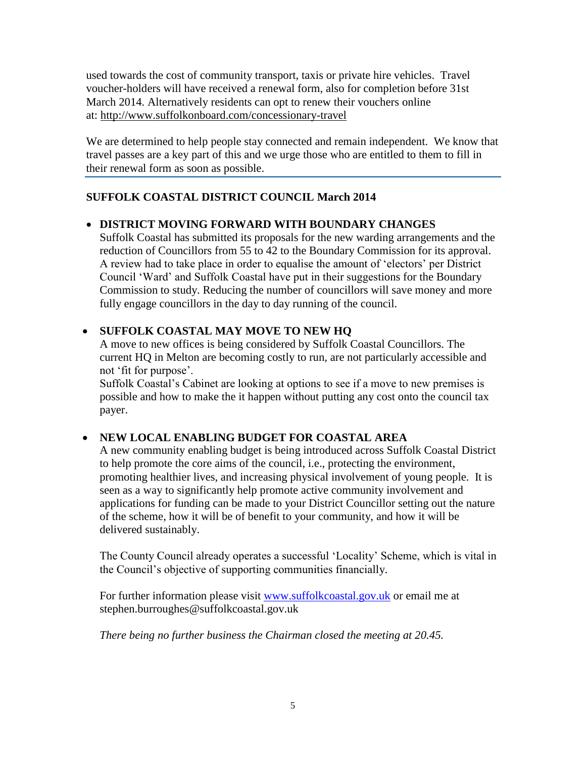used towards the cost of community transport, taxis or private hire vehicles. Travel voucher-holders will have received a renewal form, also for completion before 31st March 2014. Alternatively residents can opt to renew their vouchers online at: http://www.suffolkonboard.com/concessionary-travel

We are determined to help people stay connected and remain independent. We know that travel passes are a key part of this and we urge those who are entitled to them to fill in their renewal form as soon as possible.

---

**SUFFOLK COASTAL DISTRICT COUNCIL March 2014**

- **DISTRICT MOVING FORWARD WITH BOUNDARY CHANGES**
  Suffolk Coastal has submitted its proposals for the new warding arrangements and the reduction of Councillors from 55 to 42 to the Boundary Commission for its approval. A review had to take place in order to equalise the amount of 'electors' per District Council 'Ward' and Suffolk Coastal have put in their suggestions for the Boundary Commission to study. Reducing the number of councillors will save money and more fully engage councillors in the day to day running of the council.

- **SUFFOLK COASTAL MAY MOVE TO NEW HQ**
  A move to new offices is being considered by Suffolk Coastal Councillors. The current HQ in Melton are becoming costly to run, are not particularly accessible and not 'fit for purpose'.
  Suffolk Coastal's Cabinet are looking at options to see if a move to new premises is possible and how to make the it happen without putting any cost onto the council tax payer.

- **NEW LOCAL ENABLING BUDGET FOR COASTAL AREA**
  A new community enabling budget is being introduced across Suffolk Coastal District to help promote the core aims of the council, i.e., protecting the environment, promoting healthier lives, and increasing physical involvement of young people. It is seen as a way to significantly help promote active community involvement and applications for funding can be made to your District Councillor setting out the nature of the scheme, how it will be of benefit to your community, and how it will be delivered sustainably.

  The County Council already operates a successful 'Locality' Scheme, which is vital in the Council's objective of supporting communities financially.

  For further information please visit www.suffolkcoastal.gov.uk or email me at stephen.burroughes@suffolkcoastal.gov.uk

  *There being no further business the Chairman closed the meeting at 20.45.*